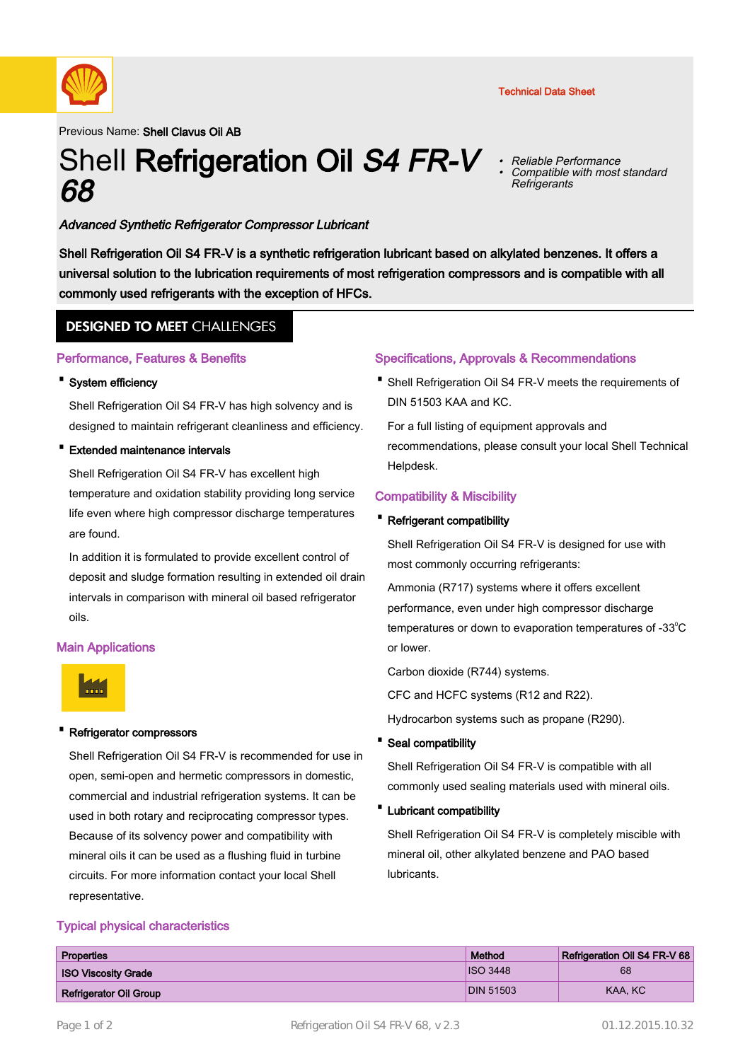Technical Data Sheet

Previous Name: **Shell Clavus Oil AB**

# Shell **Refrigeration Oil *S4 FR-V 68***

- *Reliable Performance*
- *Compatible with most standard Refrigerants*

***Advanced Synthetic Refrigerator Compressor Lubricant***

**Shell Refrigeration Oil S4 FR-V is a synthetic refrigeration lubricant based on alkylated benzenes. It offers a universal solution to the lubrication requirements of most refrigeration compressors and is compatible with all commonly used refrigerants with the exception of HFCs.**

## DESIGNED TO MEET CHALLENGES

### Performance, Features & Benefits

- **System efficiency**

  Shell Refrigeration Oil S4 FR-V has high solvency and is designed to maintain refrigerant cleanliness and efficiency.

- **Extended maintenance intervals**

  Shell Refrigeration Oil S4 FR-V has excellent high temperature and oxidation stability providing long service life even where high compressor discharge temperatures are found.

  In addition it is formulated to provide excellent control of deposit and sludge formation resulting in extended oil drain intervals in comparison with mineral oil based refrigerator oils.

### Main Applications

- **Refrigerator compressors**

  Shell Refrigeration Oil S4 FR-V is recommended for use in open, semi-open and hermetic compressors in domestic, commercial and industrial refrigeration systems. It can be used in both rotary and reciprocating compressor types. Because of its solvency power and compatibility with mineral oils it can be used as a flushing fluid in turbine circuits. For more information contact your local Shell representative.

### Specifications, Approvals & Recommendations

- Shell Refrigeration Oil S4 FR-V meets the requirements of DIN 51503 KAA and KC.

  For a full listing of equipment approvals and recommendations, please consult your local Shell Technical Helpdesk.

### Compatibility & Miscibility

- **Refrigerant compatibility**

  Shell Refrigeration Oil S4 FR-V is designed for use with most commonly occurring refrigerants:

  Ammonia (R717) systems where it offers excellent performance, even under high compressor discharge temperatures or down to evaporation temperatures of -33°C or lower.

  Carbon dioxide (R744) systems.

  CFC and HCFC systems (R12 and R22).

  Hydrocarbon systems such as propane (R290).

- **Seal compatibility**

  Shell Refrigeration Oil S4 FR-V is compatible with all commonly used sealing materials used with mineral oils.

- **Lubricant compatibility**

  Shell Refrigeration Oil S4 FR-V is completely miscible with mineral oil, other alkylated benzene and PAO based lubricants.

### Typical physical characteristics

| Properties | Method | Refrigeration Oil S4 FR-V 68 |
|---|---|---|
| ISO Viscosity Grade | ISO 3448 | 68 |
| Refrigerator Oil Group | DIN 51503 | KAA, KC |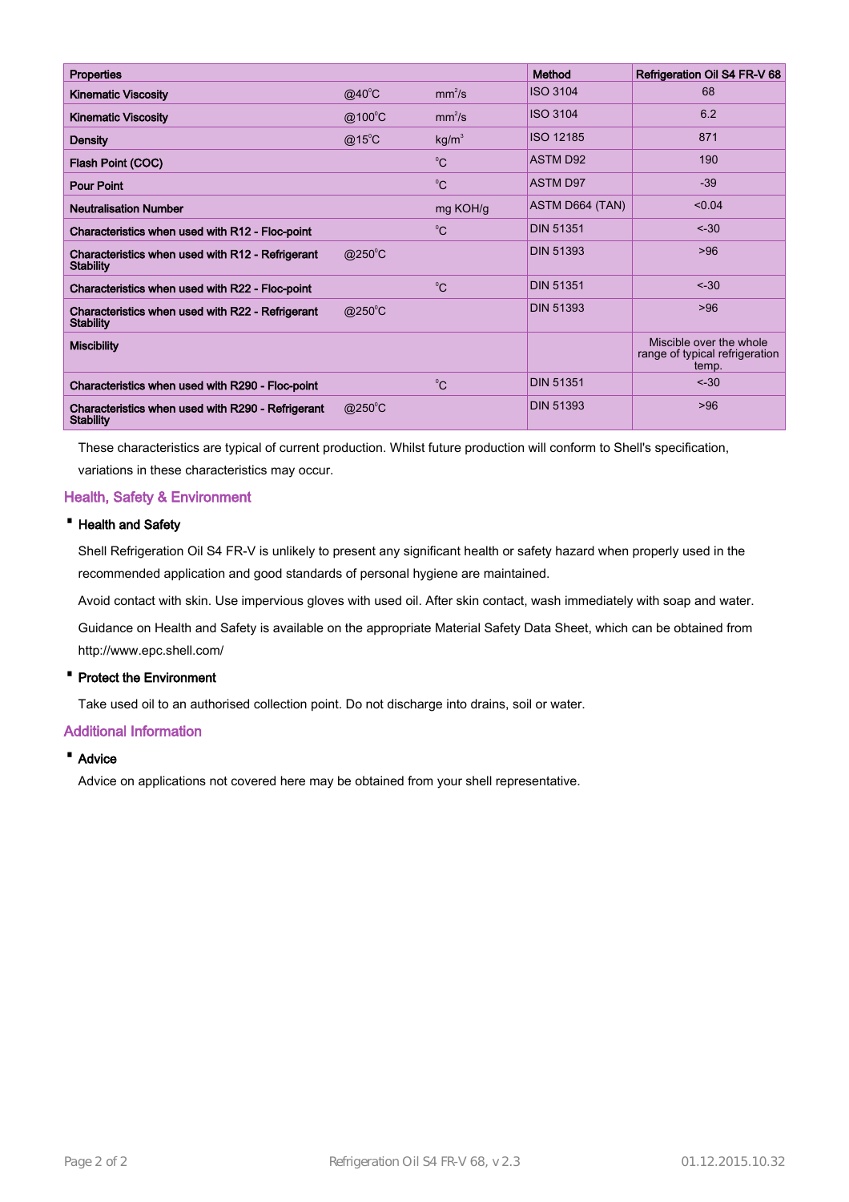| Properties | | | Method | Refrigeration Oil S4 FR-V 68 |
|---|---|---|---|---|
| Kinematic Viscosity | @40°C | $mm^2/s$ | ISO 3104 | 68 |
| Kinematic Viscosity | @100°C | $mm^2/s$ | ISO 3104 | 6.2 |
| Density | @15°C | $kg/m^3$ | ISO 12185 | 871 |
| Flash Point (COC) | | °C | ASTM D92 | 190 |
| Pour Point | | °C | ASTM D97 | -39 |
| Neutralisation Number | | mg KOH/g | ASTM D664 (TAN) | <0.04 |
| Characteristics when used with R12 - Floc-point | | °C | DIN 51351 | <-30 |
| Characteristics when used with R12 - Refrigerant Stability | @250°C | | DIN 51393 | >96 |
| Characteristics when used with R22 - Floc-point | | °C | DIN 51351 | <-30 |
| Characteristics when used with R22 - Refrigerant Stability | @250°C | | DIN 51393 | >96 |
| Miscibility | | | | Miscible over the whole range of typical refrigeration temp. |
| Characteristics when used with R290 - Floc-point | | °C | DIN 51351 | <-30 |
| Characteristics when used with R290 - Refrigerant Stability | @250°C | | DIN 51393 | >96 |

These characteristics are typical of current production. Whilst future production will conform to Shell's specification, variations in these characteristics may occur.

## Health, Safety & Environment

- **Health and Safety**

Shell Refrigeration Oil S4 FR-V is unlikely to present any significant health or safety hazard when properly used in the recommended application and good standards of personal hygiene are maintained.

Avoid contact with skin. Use impervious gloves with used oil. After skin contact, wash immediately with soap and water.

Guidance on Health and Safety is available on the appropriate Material Safety Data Sheet, which can be obtained from http://www.epc.shell.com/

- **Protect the Environment**

Take used oil to an authorised collection point. Do not discharge into drains, soil or water.

## Additional Information

- **Advice**

Advice on applications not covered here may be obtained from your shell representative.